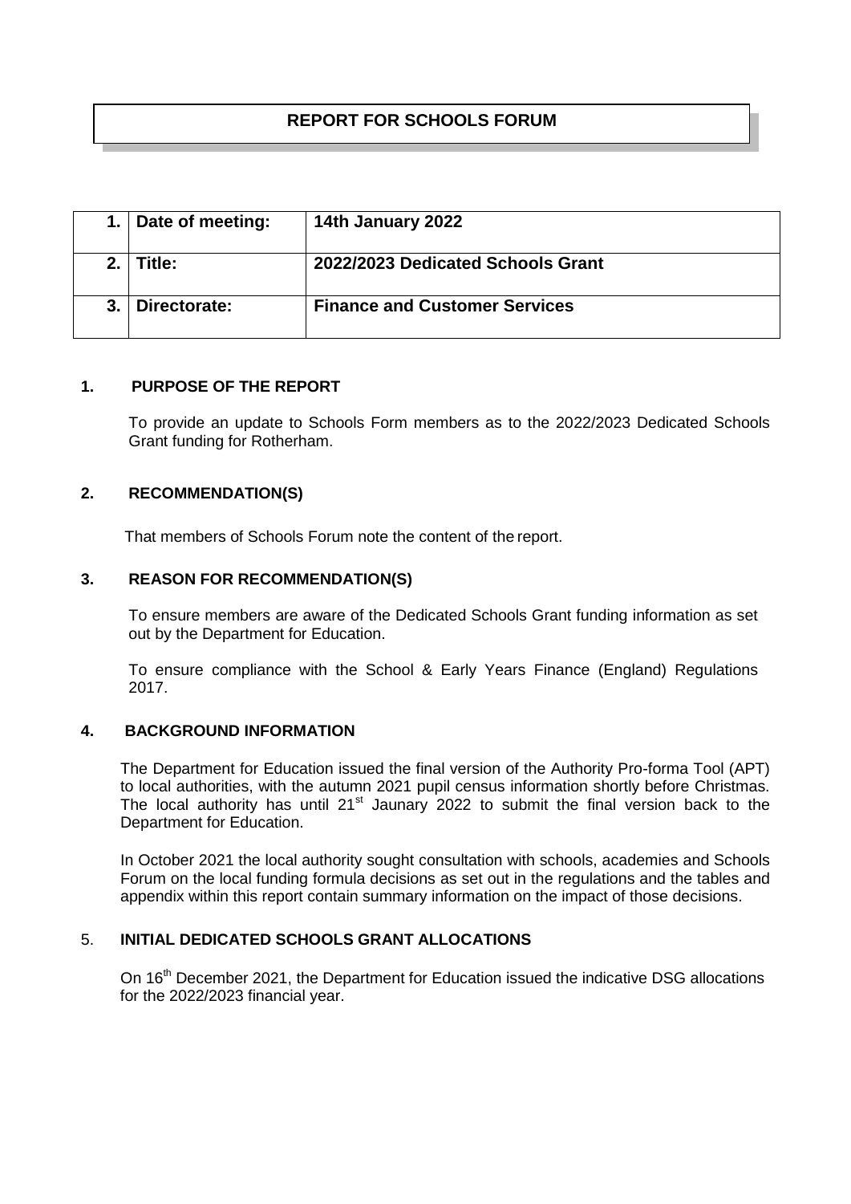# REPORT FOR SCHOOLS FORUM

| 1. | Date of meeting: | 14th January 2022 |
|---|---|---|
| 2. | Title: | 2022/2023 Dedicated Schools Grant |
| 3. | Directorate: | Finance and Customer Services |

## 1. PURPOSE OF THE REPORT

To provide an update to Schools Form members as to the 2022/2023 Dedicated Schools Grant funding for Rotherham.

## 2. RECOMMENDATION(S)

That members of Schools Forum note the content of the report.

## 3. REASON FOR RECOMMENDATION(S)

To ensure members are aware of the Dedicated Schools Grant funding information as set out by the Department for Education.

To ensure compliance with the School & Early Years Finance (England) Regulations 2017.

## 4. BACKGROUND INFORMATION

The Department for Education issued the final version of the Authority Pro-forma Tool (APT) to local authorities, with the autumn 2021 pupil census information shortly before Christmas. The local authority has until 21st Jaunary 2022 to submit the final version back to the Department for Education.

In October 2021 the local authority sought consultation with schools, academies and Schools Forum on the local funding formula decisions as set out in the regulations and the tables and appendix within this report contain summary information on the impact of those decisions.

## 5. INITIAL DEDICATED SCHOOLS GRANT ALLOCATIONS

On 16th December 2021, the Department for Education issued the indicative DSG allocations for the 2022/2023 financial year.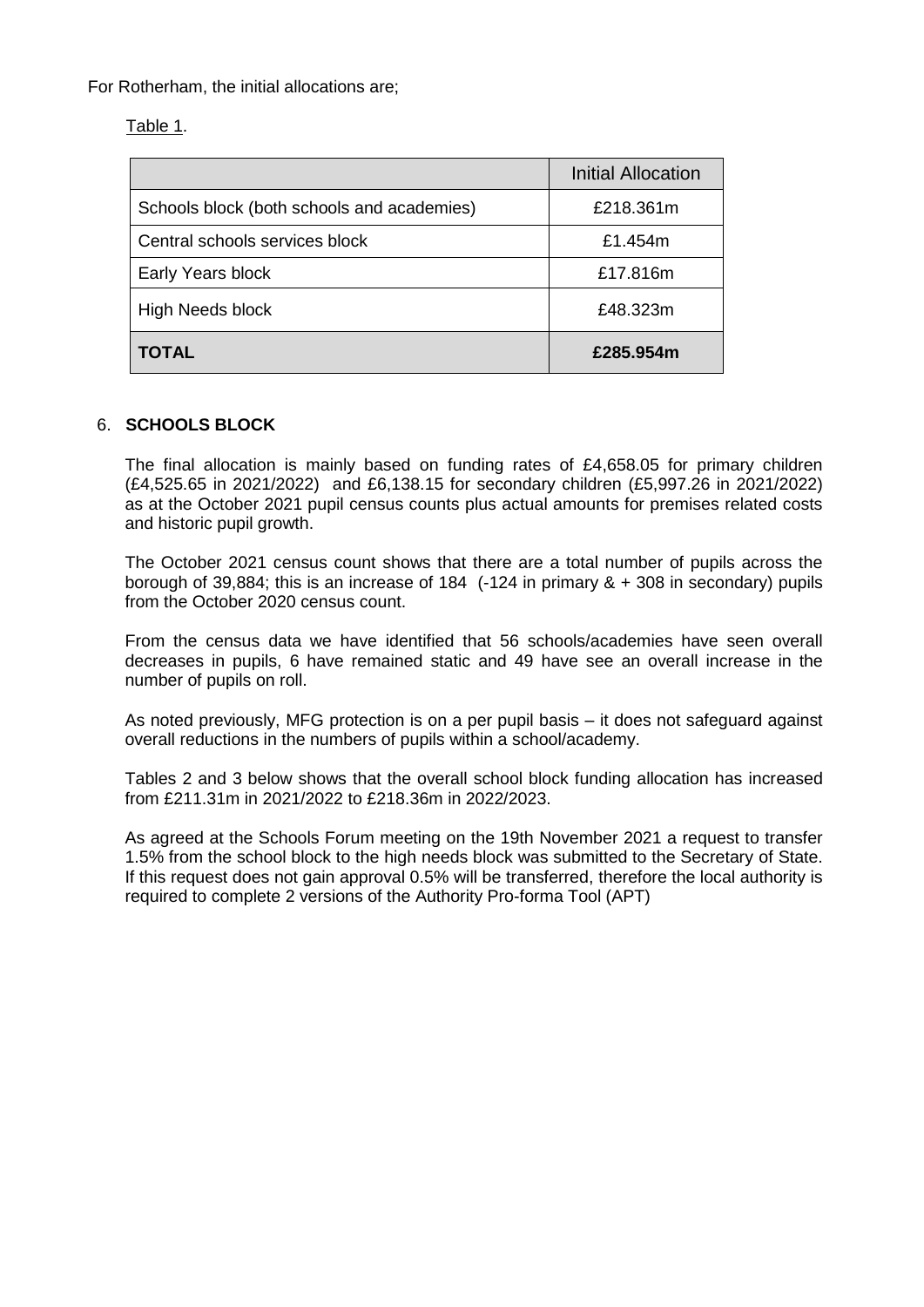For Rotherham, the initial allocations are;

Table 1.

| | Initial Allocation |
|---|---|
| Schools block (both schools and academies) | £218.361m |
| Central schools services block | £1.454m |
| Early Years block | £17.816m |
| High Needs block | £48.323m |
| **TOTAL** | **£285.954m** |

## 6. SCHOOLS BLOCK

The final allocation is mainly based on funding rates of £4,658.05 for primary children (£4,525.65 in 2021/2022) and £6,138.15 for secondary children (£5,997.26 in 2021/2022) as at the October 2021 pupil census counts plus actual amounts for premises related costs and historic pupil growth.

The October 2021 census count shows that there are a total number of pupils across the borough of 39,884; this is an increase of 184 (-124 in primary & + 308 in secondary) pupils from the October 2020 census count.

From the census data we have identified that 56 schools/academies have seen overall decreases in pupils, 6 have remained static and 49 have see an overall increase in the number of pupils on roll.

As noted previously, MFG protection is on a per pupil basis – it does not safeguard against overall reductions in the numbers of pupils within a school/academy.

Tables 2 and 3 below shows that the overall school block funding allocation has increased from £211.31m in 2021/2022 to £218.36m in 2022/2023.

As agreed at the Schools Forum meeting on the 19th November 2021 a request to transfer 1.5% from the school block to the high needs block was submitted to the Secretary of State. If this request does not gain approval 0.5% will be transferred, therefore the local authority is required to complete 2 versions of the Authority Pro-forma Tool (APT)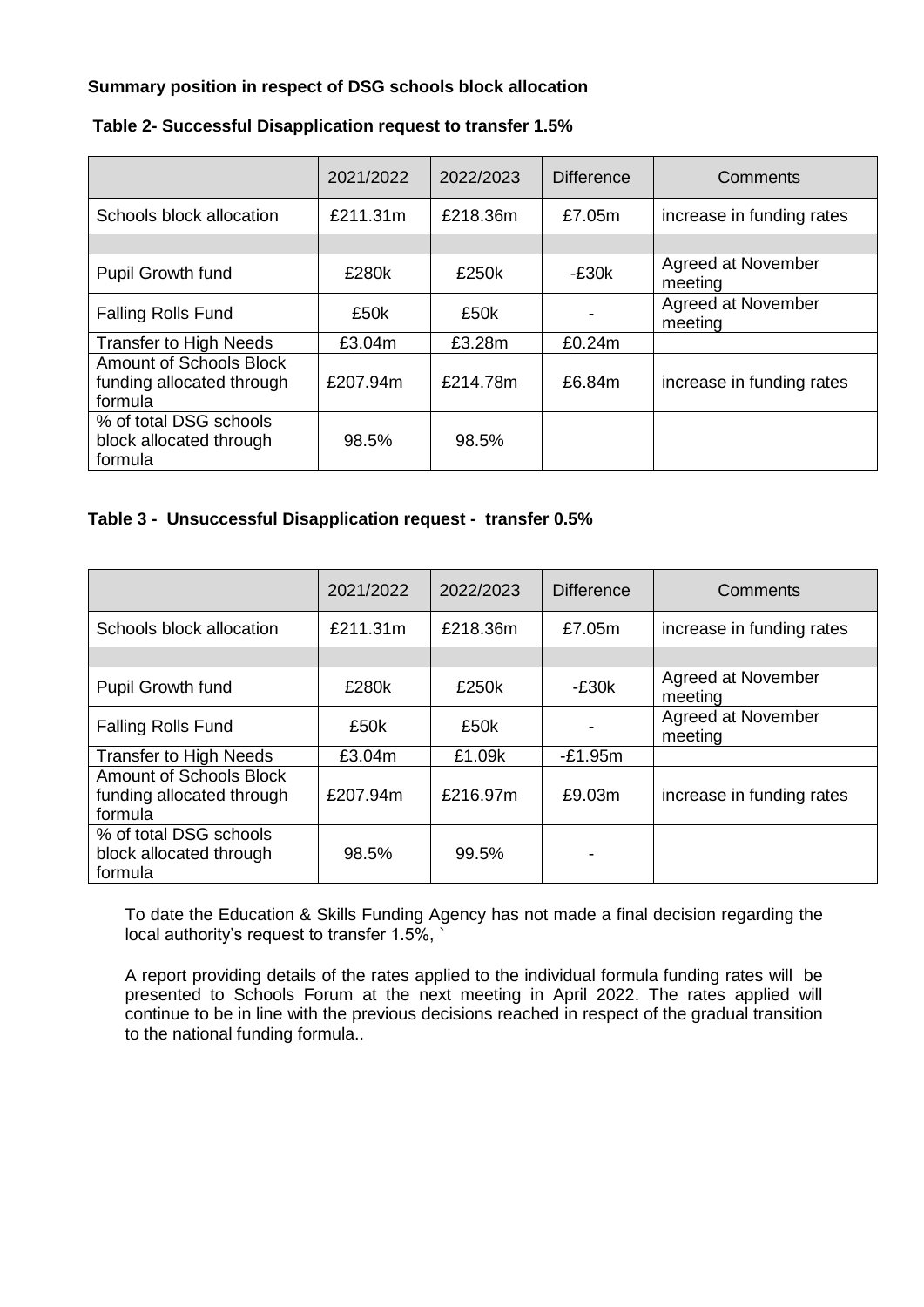**Summary position in respect of DSG schools block allocation**

**Table 2- Successful Disapplication request to transfer 1.5%**

| | 2021/2022 | 2022/2023 | Difference | Comments |
|---|---|---|---|---|
| Schools block allocation | £211.31m | £218.36m | £7.05m | increase in funding rates |
| | | | | |
| Pupil Growth fund | £280k | £250k | -£30k | Agreed at November meeting |
| Falling Rolls Fund | £50k | £50k | - | Agreed at November meeting |
| Transfer to High Needs | £3.04m | £3.28m | £0.24m | |
| Amount of Schools Block funding allocated through formula | £207.94m | £214.78m | £6.84m | increase in funding rates |
| % of total DSG schools block allocated through formula | 98.5% | 98.5% | | |

**Table 3 - Unsuccessful Disapplication request - transfer 0.5%**

| | 2021/2022 | 2022/2023 | Difference | Comments |
|---|---|---|---|---|
| Schools block allocation | £211.31m | £218.36m | £7.05m | increase in funding rates |
| | | | | |
| Pupil Growth fund | £280k | £250k | -£30k | Agreed at November meeting |
| Falling Rolls Fund | £50k | £50k | - | Agreed at November meeting |
| Transfer to High Needs | £3.04m | £1.09k | -£1.95m | |
| Amount of Schools Block funding allocated through formula | £207.94m | £216.97m | £9.03m | increase in funding rates |
| % of total DSG schools block allocated through formula | 98.5% | 99.5% | - | |

To date the Education & Skills Funding Agency has not made a final decision regarding the local authority's request to transfer 1.5%, `

A report providing details of the rates applied to the individual formula funding rates will be presented to Schools Forum at the next meeting in April 2022. The rates applied will continue to be in line with the previous decisions reached in respect of the gradual transition to the national funding formula..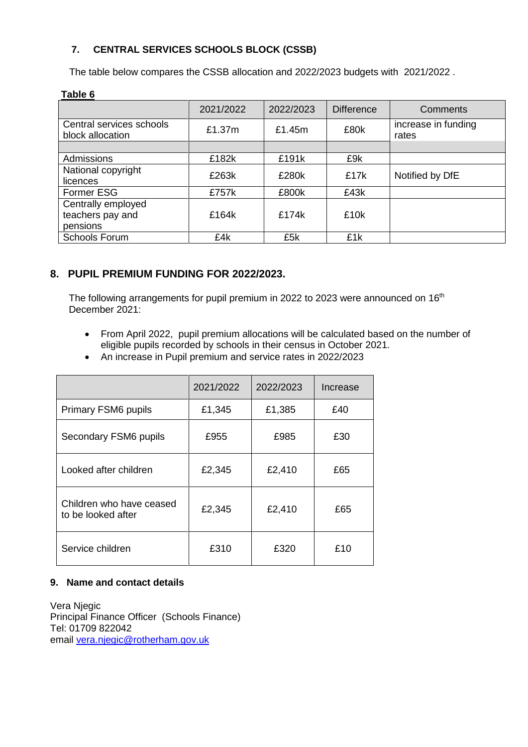## 7. CENTRAL SERVICES SCHOOLS BLOCK (CSSB)

The table below compares the CSSB allocation and 2022/2023 budgets with 2021/2022 .

**Table 6**

| | 2021/2022 | 2022/2023 | Difference | Comments |
|---|---|---|---|---|
| Central services schools block allocation | £1.37m | £1.45m | £80k | increase in funding rates |
| | | | | |
| Admissions | £182k | £191k | £9k | |
| National copyright licences | £263k | £280k | £17k | Notified by DfE |
| Former ESG | £757k | £800k | £43k | |
| Centrally employed teachers pay and pensions | £164k | £174k | £10k | |
| Schools Forum | £4k | £5k | £1k | |

## 8. PUPIL PREMIUM FUNDING FOR 2022/2023.

The following arrangements for pupil premium in 2022 to 2023 were announced on 16th December 2021:

- From April 2022, pupil premium allocations will be calculated based on the number of eligible pupils recorded by schools in their census in October 2021.
- An increase in Pupil premium and service rates in 2022/2023

| | 2021/2022 | 2022/2023 | Increase |
|---|---|---|---|
| Primary FSM6 pupils | £1,345 | £1,385 | £40 |
| Secondary FSM6 pupils | £955 | £985 | £30 |
| Looked after children | £2,345 | £2,410 | £65 |
| Children who have ceased to be looked after | £2,345 | £2,410 | £65 |
| Service children | £310 | £320 | £10 |

## 9. Name and contact details

Vera Njegic
Principal Finance Officer (Schools Finance)
Tel: 01709 822042
email vera.njegic@rotherham.gov.uk